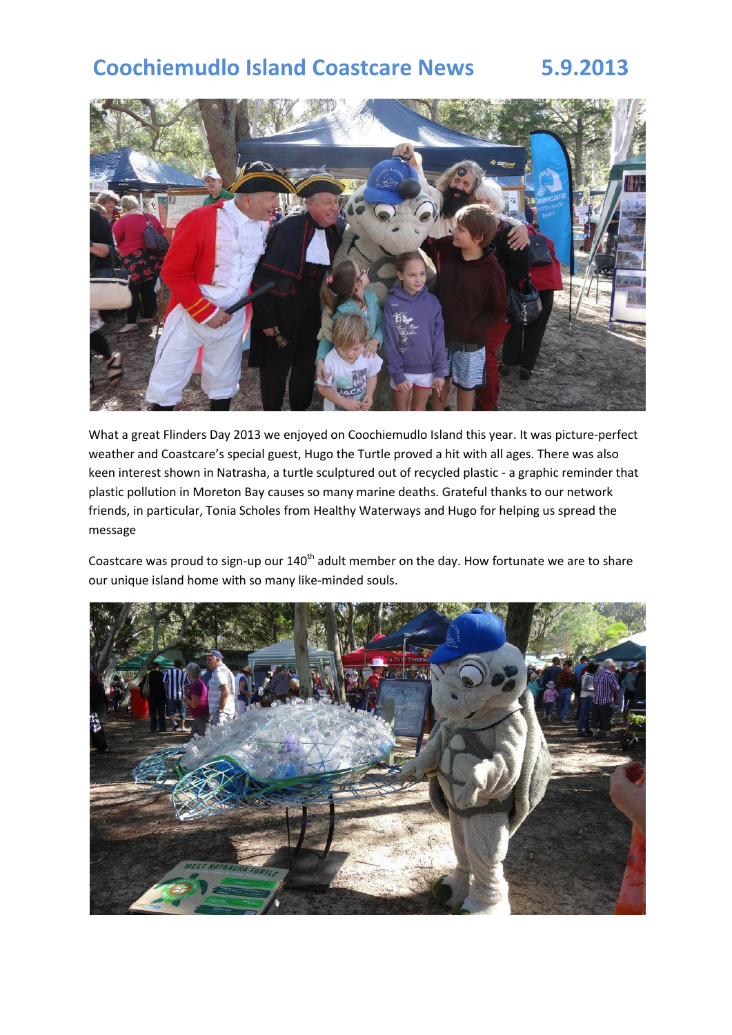# Coochiemudlo Island Coastcare News 5.9.2013

What a great Flinders Day 2013 we enjoyed on Coochiemudlo Island this year. It was picture-perfect weather and Coastcare's special guest, Hugo the Turtle proved a hit with all ages. There was also keen interest shown in Natrasha, a turtle sculptured out of recycled plastic - a graphic reminder that plastic pollution in Moreton Bay causes so many marine deaths. Grateful thanks to our network friends, in particular, Tonia Scholes from Healthy Waterways and Hugo for helping us spread the message

Coastcare was proud to sign-up our 140th adult member on the day. How fortunate we are to share our unique island home with so many like-minded souls.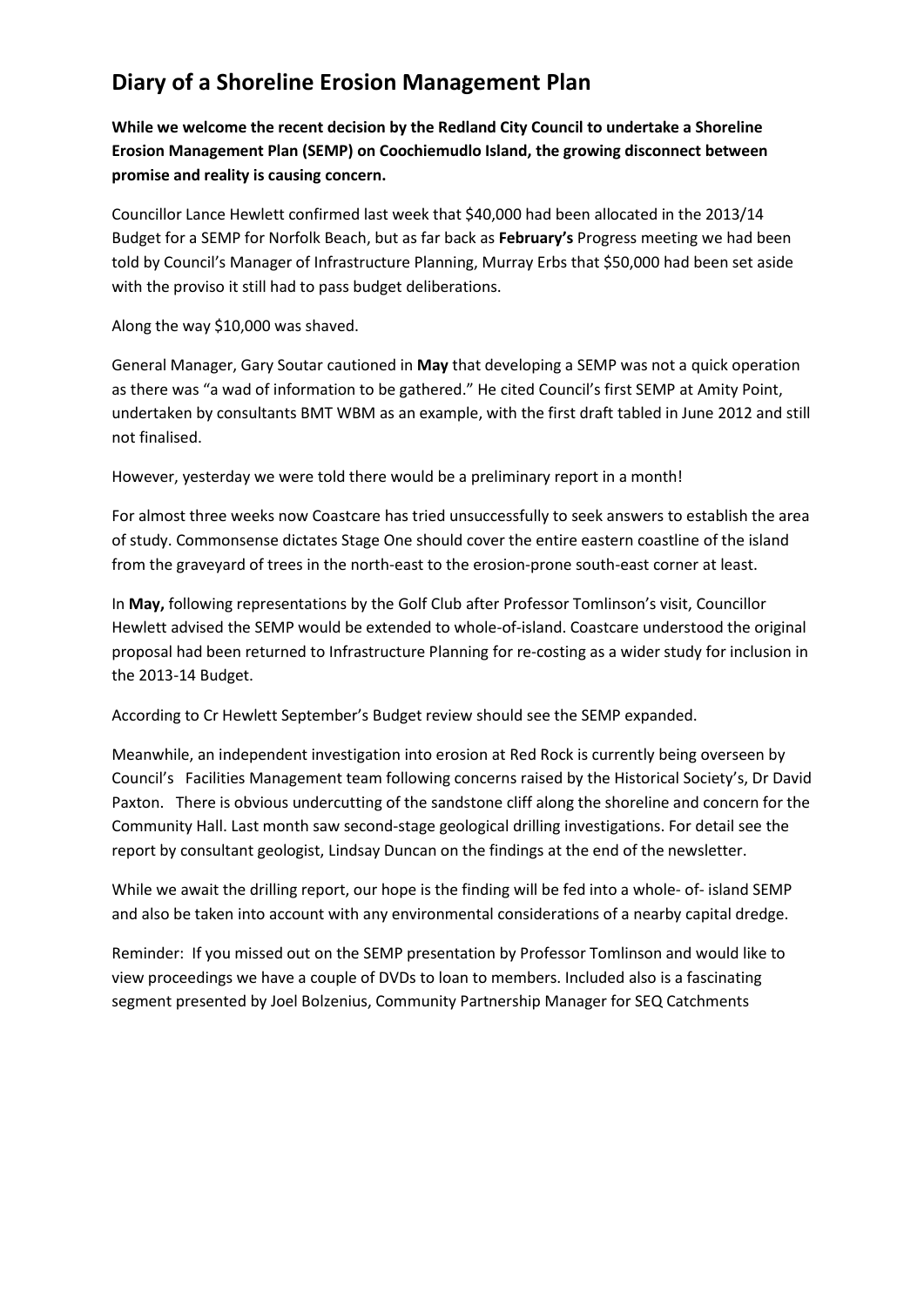# Diary of a Shoreline Erosion Management Plan

**While we welcome the recent decision by the Redland City Council to undertake a Shoreline Erosion Management Plan (SEMP) on Coochiemudlo Island, the growing disconnect between promise and reality is causing concern.**

Councillor Lance Hewlett confirmed last week that $40,000 had been allocated in the 2013/14 Budget for a SEMP for Norfolk Beach, but as far back as **February's** Progress meeting we had been told by Council's Manager of Infrastructure Planning, Murray Erbs that $50,000 had been set aside with the proviso it still had to pass budget deliberations.

Along the way $10,000 was shaved.

General Manager, Gary Soutar cautioned in **May** that developing a SEMP was not a quick operation as there was "a wad of information to be gathered." He cited Council's first SEMP at Amity Point, undertaken by consultants BMT WBM as an example, with the first draft tabled in June 2012 and still not finalised.

However, yesterday we were told there would be a preliminary report in a month!

For almost three weeks now Coastcare has tried unsuccessfully to seek answers to establish the area of study. Commonsense dictates Stage One should cover the entire eastern coastline of the island from the graveyard of trees in the north-east to the erosion-prone south-east corner at least.

In **May,** following representations by the Golf Club after Professor Tomlinson's visit, Councillor Hewlett advised the SEMP would be extended to whole-of-island. Coastcare understood the original proposal had been returned to Infrastructure Planning for re-costing as a wider study for inclusion in the 2013-14 Budget.

According to Cr Hewlett September's Budget review should see the SEMP expanded.

Meanwhile, an independent investigation into erosion at Red Rock is currently being overseen by Council's Facilities Management team following concerns raised by the Historical Society's, Dr David Paxton. There is obvious undercutting of the sandstone cliff along the shoreline and concern for the Community Hall. Last month saw second-stage geological drilling investigations. For detail see the report by consultant geologist, Lindsay Duncan on the findings at the end of the newsletter.

While we await the drilling report, our hope is the finding will be fed into a whole- of- island SEMP and also be taken into account with any environmental considerations of a nearby capital dredge.

Reminder: If you missed out on the SEMP presentation by Professor Tomlinson and would like to view proceedings we have a couple of DVDs to loan to members. Included also is a fascinating segment presented by Joel Bolzenius, Community Partnership Manager for SEQ Catchments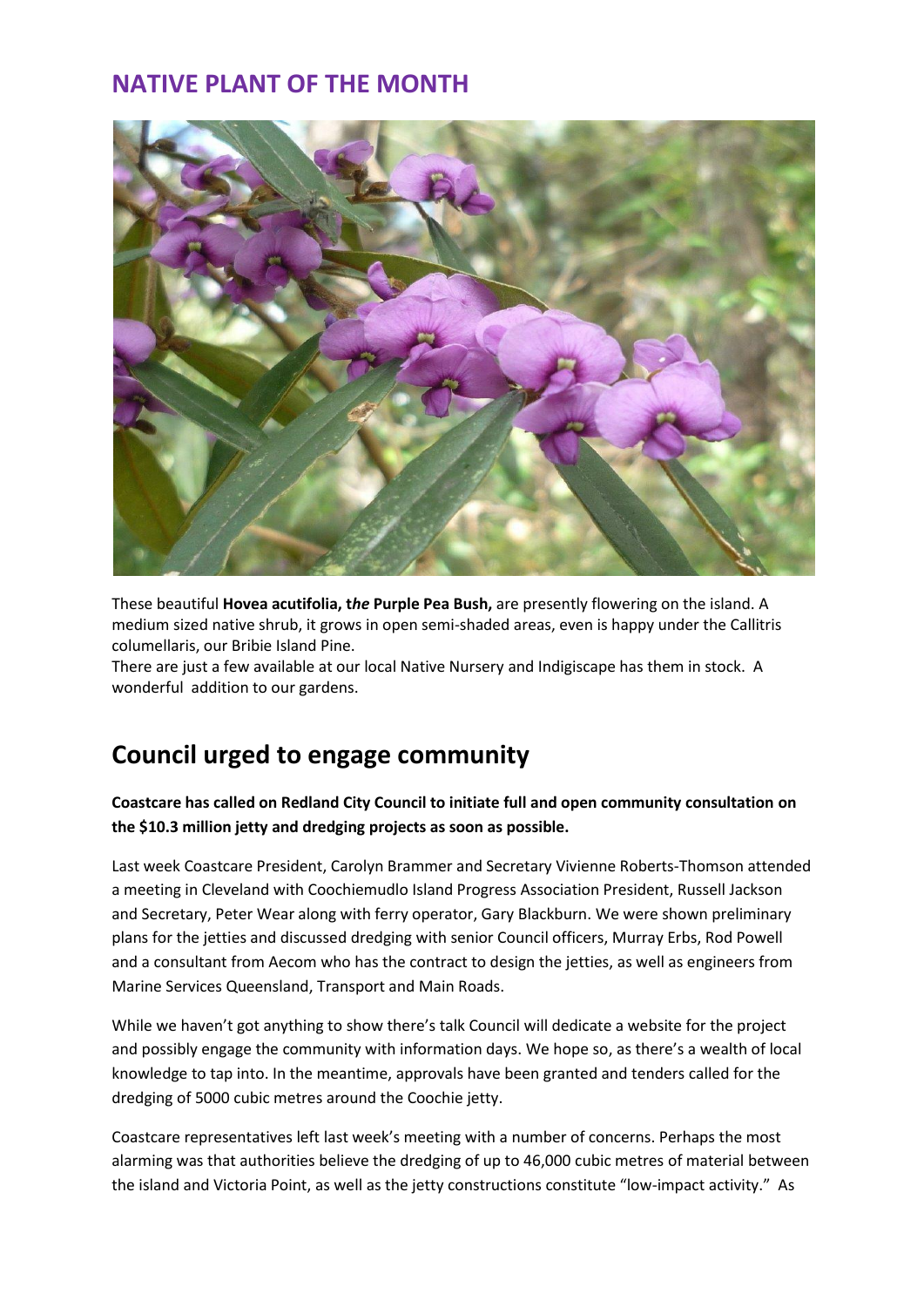## NATIVE PLANT OF THE MONTH

These beautiful **Hovea acutifolia, t*he* Purple Pea Bush,** are presently flowering on the island. A medium sized native shrub, it grows in open semi-shaded areas, even is happy under the Callitris columellaris, our Bribie Island Pine.

There are just a few available at our local Native Nursery and Indigiscape has them in stock. A wonderful addition to our gardens.

# Council urged to engage community

**Coastcare has called on Redland City Council to initiate full and open community consultation on the $10.3 million jetty and dredging projects as soon as possible.**

Last week Coastcare President, Carolyn Brammer and Secretary Vivienne Roberts-Thomson attended a meeting in Cleveland with Coochiemudlo Island Progress Association President, Russell Jackson and Secretary, Peter Wear along with ferry operator, Gary Blackburn. We were shown preliminary plans for the jetties and discussed dredging with senior Council officers, Murray Erbs, Rod Powell and a consultant from Aecom who has the contract to design the jetties, as well as engineers from Marine Services Queensland, Transport and Main Roads.

While we haven't got anything to show there's talk Council will dedicate a website for the project and possibly engage the community with information days. We hope so, as there's a wealth of local knowledge to tap into. In the meantime, approvals have been granted and tenders called for the dredging of 5000 cubic metres around the Coochie jetty.

Coastcare representatives left last week's meeting with a number of concerns. Perhaps the most alarming was that authorities believe the dredging of up to 46,000 cubic metres of material between the island and Victoria Point, as well as the jetty constructions constitute "low-impact activity." As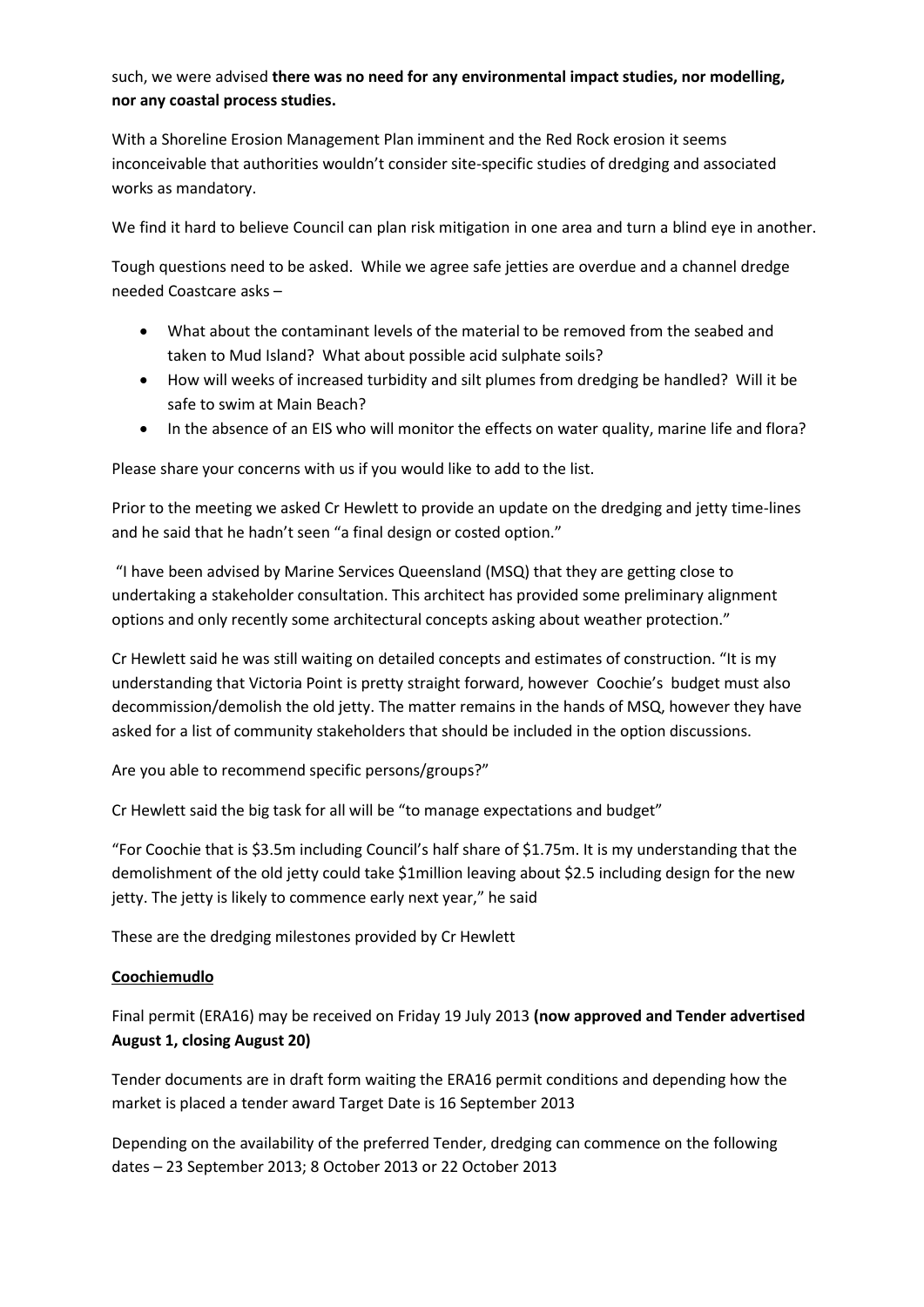such, we were advised **there was no need for any environmental impact studies, nor modelling, nor any coastal process studies.**

With a Shoreline Erosion Management Plan imminent and the Red Rock erosion it seems inconceivable that authorities wouldn't consider site-specific studies of dredging and associated works as mandatory.

We find it hard to believe Council can plan risk mitigation in one area and turn a blind eye in another.

Tough questions need to be asked. While we agree safe jetties are overdue and a channel dredge needed Coastcare asks –

- What about the contaminant levels of the material to be removed from the seabed and taken to Mud Island? What about possible acid sulphate soils?
- How will weeks of increased turbidity and silt plumes from dredging be handled? Will it be safe to swim at Main Beach?
- In the absence of an EIS who will monitor the effects on water quality, marine life and flora?

Please share your concerns with us if you would like to add to the list.

Prior to the meeting we asked Cr Hewlett to provide an update on the dredging and jetty time-lines and he said that he hadn't seen "a final design or costed option."

"I have been advised by Marine Services Queensland (MSQ) that they are getting close to undertaking a stakeholder consultation. This architect has provided some preliminary alignment options and only recently some architectural concepts asking about weather protection."

Cr Hewlett said he was still waiting on detailed concepts and estimates of construction. "It is my understanding that Victoria Point is pretty straight forward, however Coochie's budget must also decommission/demolish the old jetty. The matter remains in the hands of MSQ, however they have asked for a list of community stakeholders that should be included in the option discussions.

Are you able to recommend specific persons/groups?"

Cr Hewlett said the big task for all will be "to manage expectations and budget"

"For Coochie that is $3.5m including Council's half share of $1.75m. It is my understanding that the demolishment of the old jetty could take $1million leaving about $2.5 including design for the new jetty. The jetty is likely to commence early next year," he said

These are the dredging milestones provided by Cr Hewlett

**Coochiemudlo**

Final permit (ERA16) may be received on Friday 19 July 2013 **(now approved and Tender advertised August 1, closing August 20)**

Tender documents are in draft form waiting the ERA16 permit conditions and depending how the market is placed a tender award Target Date is 16 September 2013

Depending on the availability of the preferred Tender, dredging can commence on the following dates – 23 September 2013; 8 October 2013 or 22 October 2013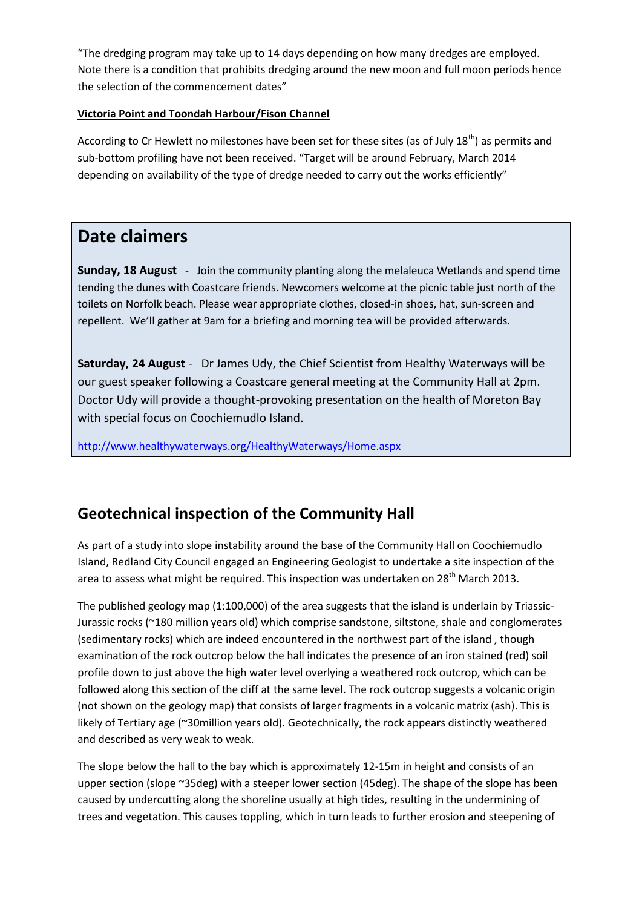"The dredging program may take up to 14 days depending on how many dredges are employed. Note there is a condition that prohibits dredging around the new moon and full moon periods hence the selection of the commencement dates"

**Victoria Point and Toondah Harbour/Fison Channel**

According to Cr Hewlett no milestones have been set for these sites (as of July 18th) as permits and sub-bottom profiling have not been received. "Target will be around February, March 2014 depending on availability of the type of dredge needed to carry out the works efficiently"

## Date claimers

**Sunday, 18 August** - Join the community planting along the melaleuca Wetlands and spend time tending the dunes with Coastcare friends. Newcomers welcome at the picnic table just north of the toilets on Norfolk beach. Please wear appropriate clothes, closed-in shoes, hat, sun-screen and repellent. We'll gather at 9am for a briefing and morning tea will be provided afterwards.

**Saturday, 24 August** - Dr James Udy, the Chief Scientist from Healthy Waterways will be our guest speaker following a Coastcare general meeting at the Community Hall at 2pm. Doctor Udy will provide a thought-provoking presentation on the health of Moreton Bay with special focus on Coochiemudlo Island.

http://www.healthywaterways.org/HealthyWaterways/Home.aspx

## Geotechnical inspection of the Community Hall

As part of a study into slope instability around the base of the Community Hall on Coochiemudlo Island, Redland City Council engaged an Engineering Geologist to undertake a site inspection of the area to assess what might be required. This inspection was undertaken on 28th March 2013.

The published geology map (1:100,000) of the area suggests that the island is underlain by Triassic-Jurassic rocks (~180 million years old) which comprise sandstone, siltstone, shale and conglomerates (sedimentary rocks) which are indeed encountered in the northwest part of the island , though examination of the rock outcrop below the hall indicates the presence of an iron stained (red) soil profile down to just above the high water level overlying a weathered rock outcrop, which can be followed along this section of the cliff at the same level. The rock outcrop suggests a volcanic origin (not shown on the geology map) that consists of larger fragments in a volcanic matrix (ash). This is likely of Tertiary age (~30million years old). Geotechnically, the rock appears distinctly weathered and described as very weak to weak.

The slope below the hall to the bay which is approximately 12-15m in height and consists of an upper section (slope ~35deg) with a steeper lower section (45deg). The shape of the slope has been caused by undercutting along the shoreline usually at high tides, resulting in the undermining of trees and vegetation. This causes toppling, which in turn leads to further erosion and steepening of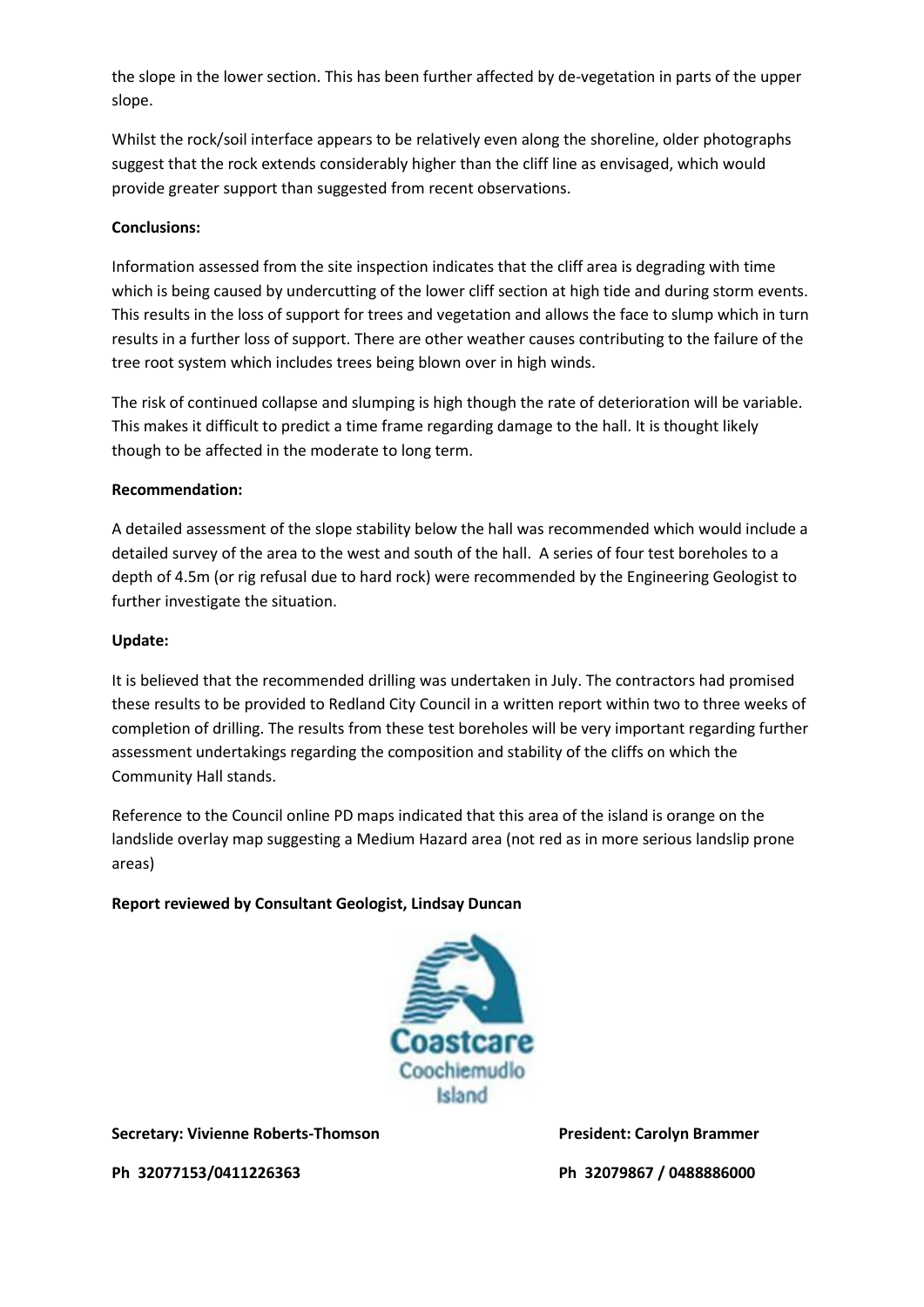the slope in the lower section. This has been further affected by de-vegetation in parts of the upper slope.

Whilst the rock/soil interface appears to be relatively even along the shoreline, older photographs suggest that the rock extends considerably higher than the cliff line as envisaged, which would provide greater support than suggested from recent observations.

**Conclusions:**

Information assessed from the site inspection indicates that the cliff area is degrading with time which is being caused by undercutting of the lower cliff section at high tide and during storm events. This results in the loss of support for trees and vegetation and allows the face to slump which in turn results in a further loss of support. There are other weather causes contributing to the failure of the tree root system which includes trees being blown over in high winds.

The risk of continued collapse and slumping is high though the rate of deterioration will be variable. This makes it difficult to predict a time frame regarding damage to the hall. It is thought likely though to be affected in the moderate to long term.

**Recommendation:**

A detailed assessment of the slope stability below the hall was recommended which would include a detailed survey of the area to the west and south of the hall. A series of four test boreholes to a depth of 4.5m (or rig refusal due to hard rock) were recommended by the Engineering Geologist to further investigate the situation.

**Update:**

It is believed that the recommended drilling was undertaken in July. The contractors had promised these results to be provided to Redland City Council in a written report within two to three weeks of completion of drilling. The results from these test boreholes will be very important regarding further assessment undertakings regarding the composition and stability of the cliffs on which the Community Hall stands.

Reference to the Council online PD maps indicated that this area of the island is orange on the landslide overlay map suggesting a Medium Hazard area (not red as in more serious landslip prone areas)

**Report reviewed by Consultant Geologist, Lindsay Duncan**

Coastcare
Coochiemudlo
Island

**Secretary: Vivienne Roberts-Thomson**

**Ph 32077153/0411226363**

**President: Carolyn Brammer**

**Ph 32079867 / 0488886000**